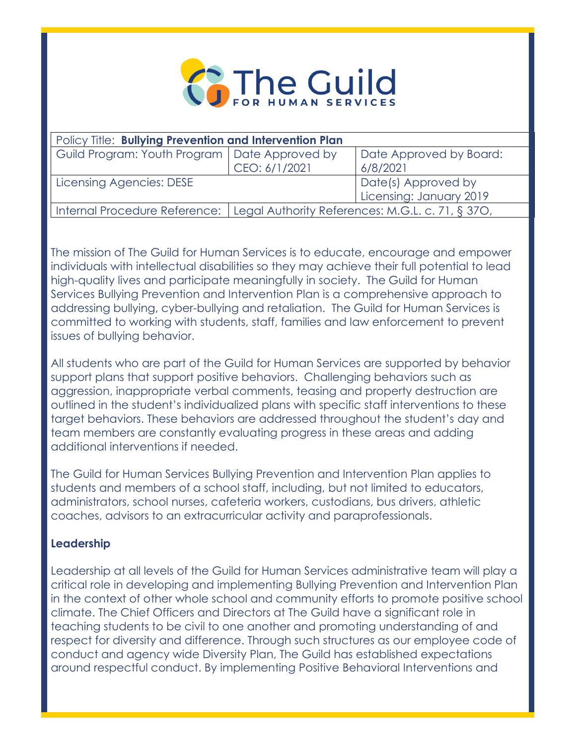| Policy Title: **Bullying Prevention and Intervention Plan** | | |
|---|---|---|
| Guild Program: Youth Program | Date Approved by CEO: 6/1/2021 | Date Approved by Board: 6/8/2021 |
| Licensing Agencies: DESE | | Date(s) Approved by Licensing: January 2019 |
| Internal Procedure Reference: | Legal Authority References: M.G.L. c. 71, § 37O, | |

The mission of The Guild for Human Services is to educate, encourage and empower individuals with intellectual disabilities so they may achieve their full potential to lead high-quality lives and participate meaningfully in society. The Guild for Human Services Bullying Prevention and Intervention Plan is a comprehensive approach to addressing bullying, cyber-bullying and retaliation. The Guild for Human Services is committed to working with students, staff, families and law enforcement to prevent issues of bullying behavior.

All students who are part of the Guild for Human Services are supported by behavior support plans that support positive behaviors. Challenging behaviors such as aggression, inappropriate verbal comments, teasing and property destruction are outlined in the student's individualized plans with specific staff interventions to these target behaviors. These behaviors are addressed throughout the student's day and team members are constantly evaluating progress in these areas and adding additional interventions if needed.

The Guild for Human Services Bullying Prevention and Intervention Plan applies to students and members of a school staff, including, but not limited to educators, administrators, school nurses, cafeteria workers, custodians, bus drivers, athletic coaches, advisors to an extracurricular activity and paraprofessionals.

**Leadership**

Leadership at all levels of the Guild for Human Services administrative team will play a critical role in developing and implementing Bullying Prevention and Intervention Plan in the context of other whole school and community efforts to promote positive school climate. The Chief Officers and Directors at The Guild have a significant role in teaching students to be civil to one another and promoting understanding of and respect for diversity and difference. Through such structures as our employee code of conduct and agency wide Diversity Plan, The Guild has established expectations around respectful conduct. By implementing Positive Behavioral Interventions and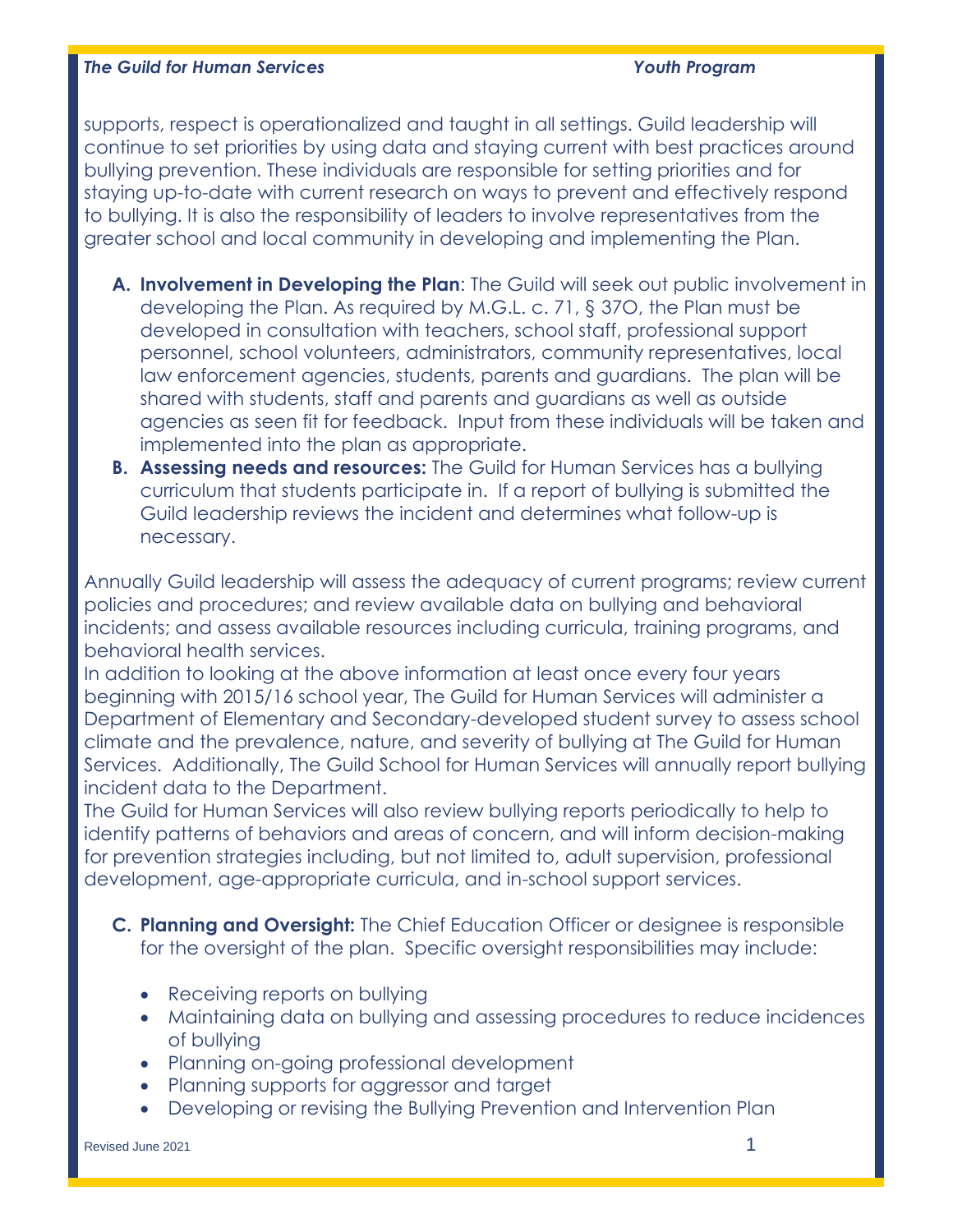supports, respect is operationalized and taught in all settings. Guild leadership will continue to set priorities by using data and staying current with best practices around bullying prevention. These individuals are responsible for setting priorities and for staying up-to-date with current research on ways to prevent and effectively respond to bullying. It is also the responsibility of leaders to involve representatives from the greater school and local community in developing and implementing the Plan.

A. **Involvement in Developing the Plan**: The Guild will seek out public involvement in developing the Plan. As required by M.G.L. c. 71, § 37O, the Plan must be developed in consultation with teachers, school staff, professional support personnel, school volunteers, administrators, community representatives, local law enforcement agencies, students, parents and guardians. The plan will be shared with students, staff and parents and guardians as well as outside agencies as seen fit for feedback. Input from these individuals will be taken and implemented into the plan as appropriate.
B. **Assessing needs and resources:** The Guild for Human Services has a bullying curriculum that students participate in. If a report of bullying is submitted the Guild leadership reviews the incident and determines what follow-up is necessary.

Annually Guild leadership will assess the adequacy of current programs; review current policies and procedures; and review available data on bullying and behavioral incidents; and assess available resources including curricula, training programs, and behavioral health services.

In addition to looking at the above information at least once every four years beginning with 2015/16 school year, The Guild for Human Services will administer a Department of Elementary and Secondary-developed student survey to assess school climate and the prevalence, nature, and severity of bullying at The Guild for Human Services. Additionally, The Guild School for Human Services will annually report bullying incident data to the Department.

The Guild for Human Services will also review bullying reports periodically to help to identify patterns of behaviors and areas of concern, and will inform decision-making for prevention strategies including, but not limited to, adult supervision, professional development, age-appropriate curricula, and in-school support services.

C. **Planning and Oversight:** The Chief Education Officer or designee is responsible for the oversight of the plan. Specific oversight responsibilities may include:

   - Receiving reports on bullying
   - Maintaining data on bullying and assessing procedures to reduce incidences of bullying
   - Planning on-going professional development
   - Planning supports for aggressor and target
   - Developing or revising the Bullying Prevention and Intervention Plan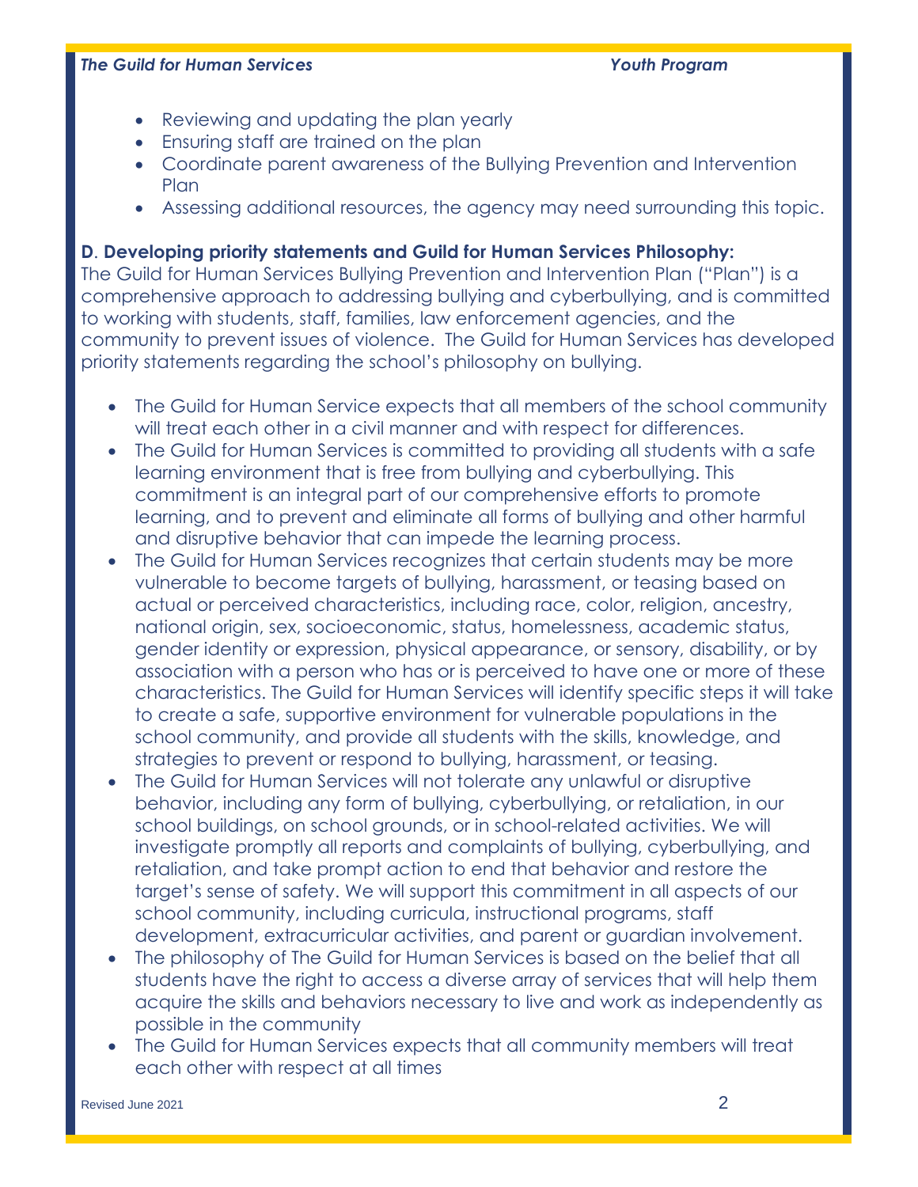- Reviewing and updating the plan yearly
- Ensuring staff are trained on the plan
- Coordinate parent awareness of the Bullying Prevention and Intervention Plan
- Assessing additional resources, the agency may need surrounding this topic.

**D. Developing priority statements and Guild for Human Services Philosophy:**

The Guild for Human Services Bullying Prevention and Intervention Plan ("Plan") is a comprehensive approach to addressing bullying and cyberbullying, and is committed to working with students, staff, families, law enforcement agencies, and the community to prevent issues of violence. The Guild for Human Services has developed priority statements regarding the school's philosophy on bullying.

- The Guild for Human Service expects that all members of the school community will treat each other in a civil manner and with respect for differences.
- The Guild for Human Services is committed to providing all students with a safe learning environment that is free from bullying and cyberbullying. This commitment is an integral part of our comprehensive efforts to promote learning, and to prevent and eliminate all forms of bullying and other harmful and disruptive behavior that can impede the learning process.
- The Guild for Human Services recognizes that certain students may be more vulnerable to become targets of bullying, harassment, or teasing based on actual or perceived characteristics, including race, color, religion, ancestry, national origin, sex, socioeconomic, status, homelessness, academic status, gender identity or expression, physical appearance, or sensory, disability, or by association with a person who has or is perceived to have one or more of these characteristics. The Guild for Human Services will identify specific steps it will take to create a safe, supportive environment for vulnerable populations in the school community, and provide all students with the skills, knowledge, and strategies to prevent or respond to bullying, harassment, or teasing.
- The Guild for Human Services will not tolerate any unlawful or disruptive behavior, including any form of bullying, cyberbullying, or retaliation, in our school buildings, on school grounds, or in school-related activities. We will investigate promptly all reports and complaints of bullying, cyberbullying, and retaliation, and take prompt action to end that behavior and restore the target's sense of safety. We will support this commitment in all aspects of our school community, including curricula, instructional programs, staff development, extracurricular activities, and parent or guardian involvement.
- The philosophy of The Guild for Human Services is based on the belief that all students have the right to access a diverse array of services that will help them acquire the skills and behaviors necessary to live and work as independently as possible in the community
- The Guild for Human Services expects that all community members will treat each other with respect at all times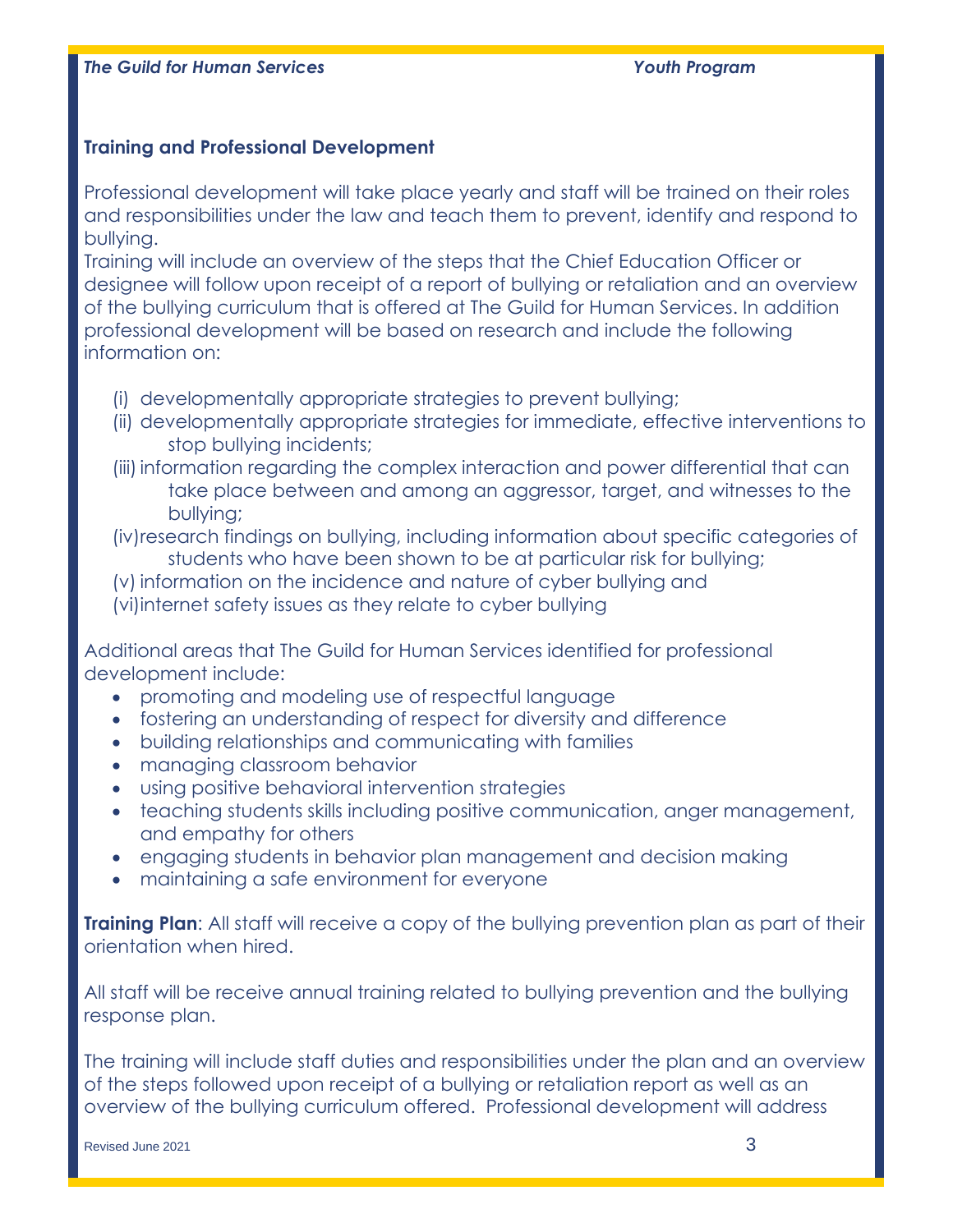## Training and Professional Development

Professional development will take place yearly and staff will be trained on their roles and responsibilities under the law and teach them to prevent, identify and respond to bullying.

Training will include an overview of the steps that the Chief Education Officer or designee will follow upon receipt of a report of bullying or retaliation and an overview of the bullying curriculum that is offered at The Guild for Human Services. In addition professional development will be based on research and include the following information on:

(i) developmentally appropriate strategies to prevent bullying;
(ii) developmentally appropriate strategies for immediate, effective interventions to stop bullying incidents;
(iii) information regarding the complex interaction and power differential that can take place between and among an aggressor, target, and witnesses to the bullying;
(iv) research findings on bullying, including information about specific categories of students who have been shown to be at particular risk for bullying;
(v) information on the incidence and nature of cyber bullying and
(vi) internet safety issues as they relate to cyber bullying

Additional areas that The Guild for Human Services identified for professional development include:

- promoting and modeling use of respectful language
- fostering an understanding of respect for diversity and difference
- building relationships and communicating with families
- managing classroom behavior
- using positive behavioral intervention strategies
- teaching students skills including positive communication, anger management, and empathy for others
- engaging students in behavior plan management and decision making
- maintaining a safe environment for everyone

**Training Plan**: All staff will receive a copy of the bullying prevention plan as part of their orientation when hired.

All staff will be receive annual training related to bullying prevention and the bullying response plan.

The training will include staff duties and responsibilities under the plan and an overview of the steps followed upon receipt of a bullying or retaliation report as well as an overview of the bullying curriculum offered. Professional development will address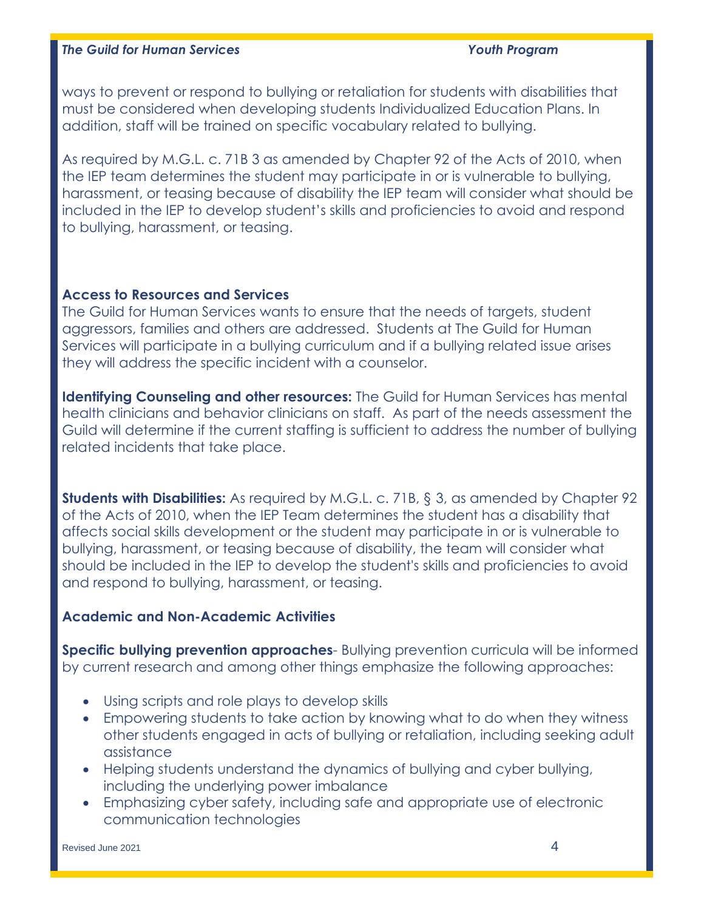ways to prevent or respond to bullying or retaliation for students with disabilities that must be considered when developing students Individualized Education Plans. In addition, staff will be trained on specific vocabulary related to bullying.

As required by M.G.L. c. 71B 3 as amended by Chapter 92 of the Acts of 2010, when the IEP team determines the student may participate in or is vulnerable to bullying, harassment, or teasing because of disability the IEP team will consider what should be included in the IEP to develop student's skills and proficiencies to avoid and respond to bullying, harassment, or teasing.

**Access to Resources and Services**

The Guild for Human Services wants to ensure that the needs of targets, student aggressors, families and others are addressed. Students at The Guild for Human Services will participate in a bullying curriculum and if a bullying related issue arises they will address the specific incident with a counselor.

**Identifying Counseling and other resources:** The Guild for Human Services has mental health clinicians and behavior clinicians on staff. As part of the needs assessment the Guild will determine if the current staffing is sufficient to address the number of bullying related incidents that take place.

**Students with Disabilities:** As required by M.G.L. c. 71B, § 3, as amended by Chapter 92 of the Acts of 2010, when the IEP Team determines the student has a disability that affects social skills development or the student may participate in or is vulnerable to bullying, harassment, or teasing because of disability, the team will consider what should be included in the IEP to develop the student's skills and proficiencies to avoid and respond to bullying, harassment, or teasing.

**Academic and Non-Academic Activities**

**Specific bullying prevention approaches**- Bullying prevention curricula will be informed by current research and among other things emphasize the following approaches:

- Using scripts and role plays to develop skills
- Empowering students to take action by knowing what to do when they witness other students engaged in acts of bullying or retaliation, including seeking adult assistance
- Helping students understand the dynamics of bullying and cyber bullying, including the underlying power imbalance
- Emphasizing cyber safety, including safe and appropriate use of electronic communication technologies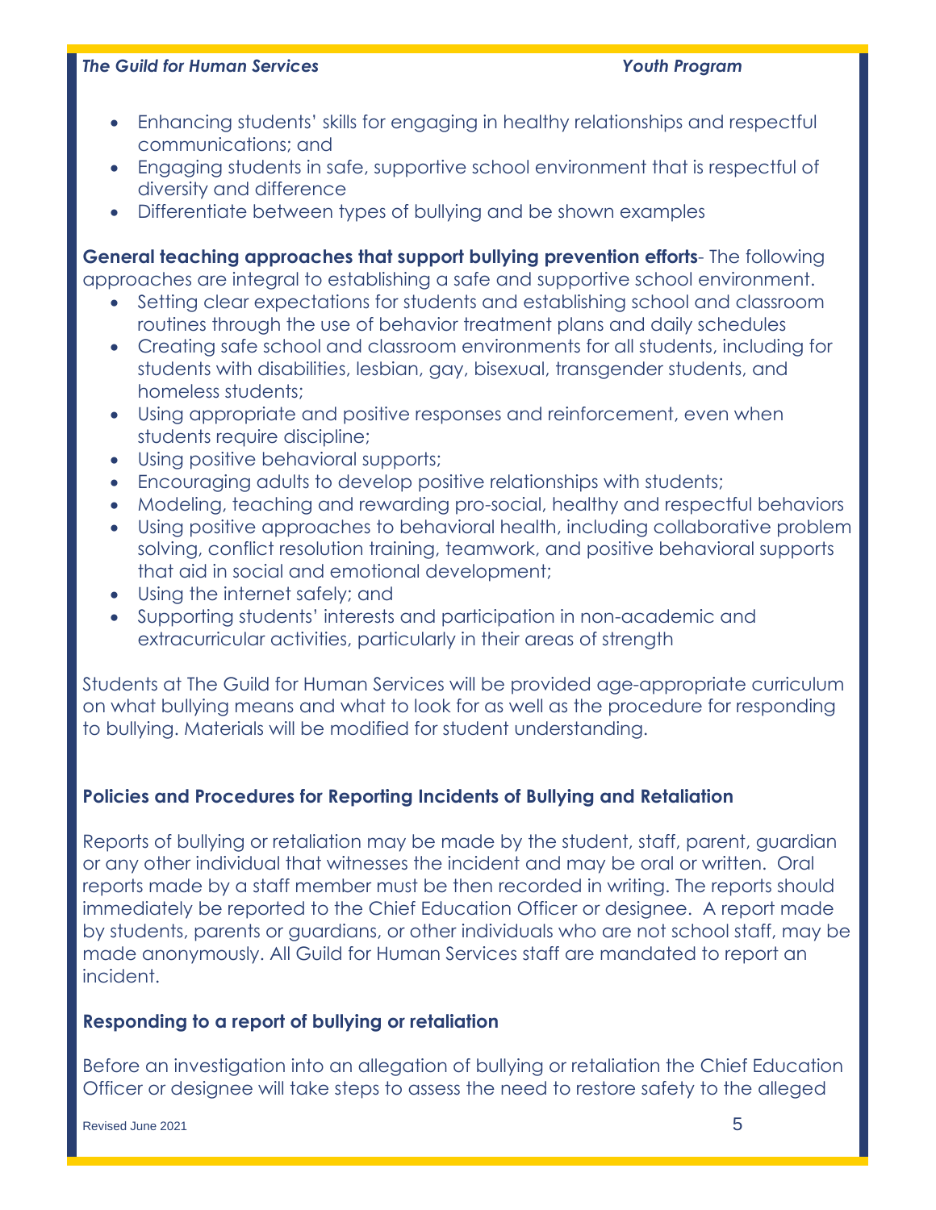- Enhancing students' skills for engaging in healthy relationships and respectful communications; and
- Engaging students in safe, supportive school environment that is respectful of diversity and difference
- Differentiate between types of bullying and be shown examples

**General teaching approaches that support bullying prevention efforts**- The following approaches are integral to establishing a safe and supportive school environment.

- Setting clear expectations for students and establishing school and classroom routines through the use of behavior treatment plans and daily schedules
- Creating safe school and classroom environments for all students, including for students with disabilities, lesbian, gay, bisexual, transgender students, and homeless students;
- Using appropriate and positive responses and reinforcement, even when students require discipline;
- Using positive behavioral supports;
- Encouraging adults to develop positive relationships with students;
- Modeling, teaching and rewarding pro-social, healthy and respectful behaviors
- Using positive approaches to behavioral health, including collaborative problem solving, conflict resolution training, teamwork, and positive behavioral supports that aid in social and emotional development;
- Using the internet safely; and
- Supporting students' interests and participation in non-academic and extracurricular activities, particularly in their areas of strength

Students at The Guild for Human Services will be provided age-appropriate curriculum on what bullying means and what to look for as well as the procedure for responding to bullying. Materials will be modified for student understanding.

### Policies and Procedures for Reporting Incidents of Bullying and Retaliation

Reports of bullying or retaliation may be made by the student, staff, parent, guardian or any other individual that witnesses the incident and may be oral or written. Oral reports made by a staff member must be then recorded in writing. The reports should immediately be reported to the Chief Education Officer or designee. A report made by students, parents or guardians, or other individuals who are not school staff, may be made anonymously. All Guild for Human Services staff are mandated to report an incident.

### Responding to a report of bullying or retaliation

Before an investigation into an allegation of bullying or retaliation the Chief Education Officer or designee will take steps to assess the need to restore safety to the alleged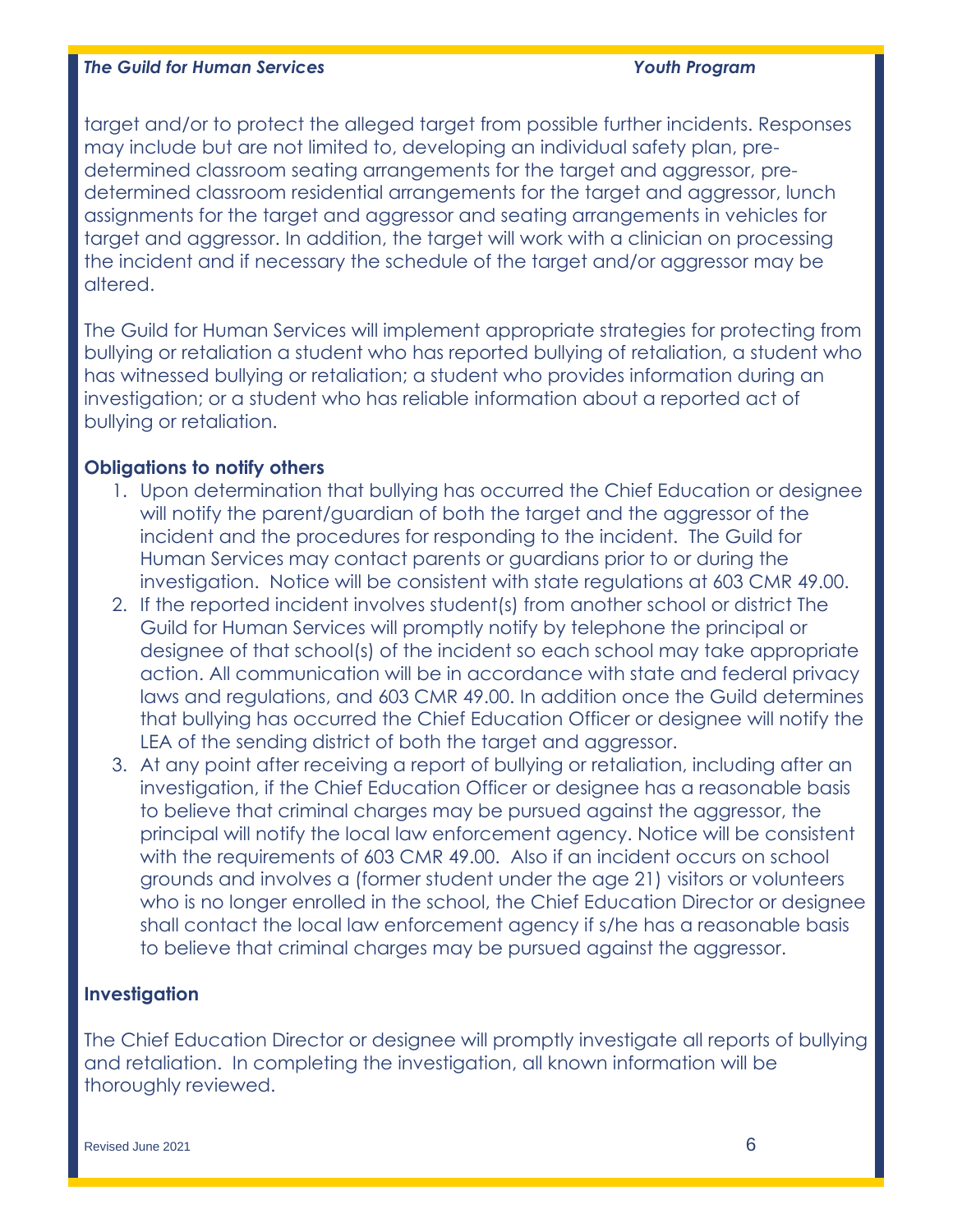target and/or to protect the alleged target from possible further incidents. Responses may include but are not limited to, developing an individual safety plan, pre-determined classroom seating arrangements for the target and aggressor, pre-determined classroom residential arrangements for the target and aggressor, lunch assignments for the target and aggressor and seating arrangements in vehicles for target and aggressor. In addition, the target will work with a clinician on processing the incident and if necessary the schedule of the target and/or aggressor may be altered.

The Guild for Human Services will implement appropriate strategies for protecting from bullying or retaliation a student who has reported bullying of retaliation, a student who has witnessed bullying or retaliation; a student who provides information during an investigation; or a student who has reliable information about a reported act of bullying or retaliation.

### Obligations to notify others

1. Upon determination that bullying has occurred the Chief Education or designee will notify the parent/guardian of both the target and the aggressor of the incident and the procedures for responding to the incident. The Guild for Human Services may contact parents or guardians prior to or during the investigation. Notice will be consistent with state regulations at 603 CMR 49.00.
2. If the reported incident involves student(s) from another school or district The Guild for Human Services will promptly notify by telephone the principal or designee of that school(s) of the incident so each school may take appropriate action. All communication will be in accordance with state and federal privacy laws and regulations, and 603 CMR 49.00. In addition once the Guild determines that bullying has occurred the Chief Education Officer or designee will notify the LEA of the sending district of both the target and aggressor.
3. At any point after receiving a report of bullying or retaliation, including after an investigation, if the Chief Education Officer or designee has a reasonable basis to believe that criminal charges may be pursued against the aggressor, the principal will notify the local law enforcement agency. Notice will be consistent with the requirements of 603 CMR 49.00. Also if an incident occurs on school grounds and involves a (former student under the age 21) visitors or volunteers who is no longer enrolled in the school, the Chief Education Director or designee shall contact the local law enforcement agency if s/he has a reasonable basis to believe that criminal charges may be pursued against the aggressor.

### Investigation

The Chief Education Director or designee will promptly investigate all reports of bullying and retaliation. In completing the investigation, all known information will be thoroughly reviewed.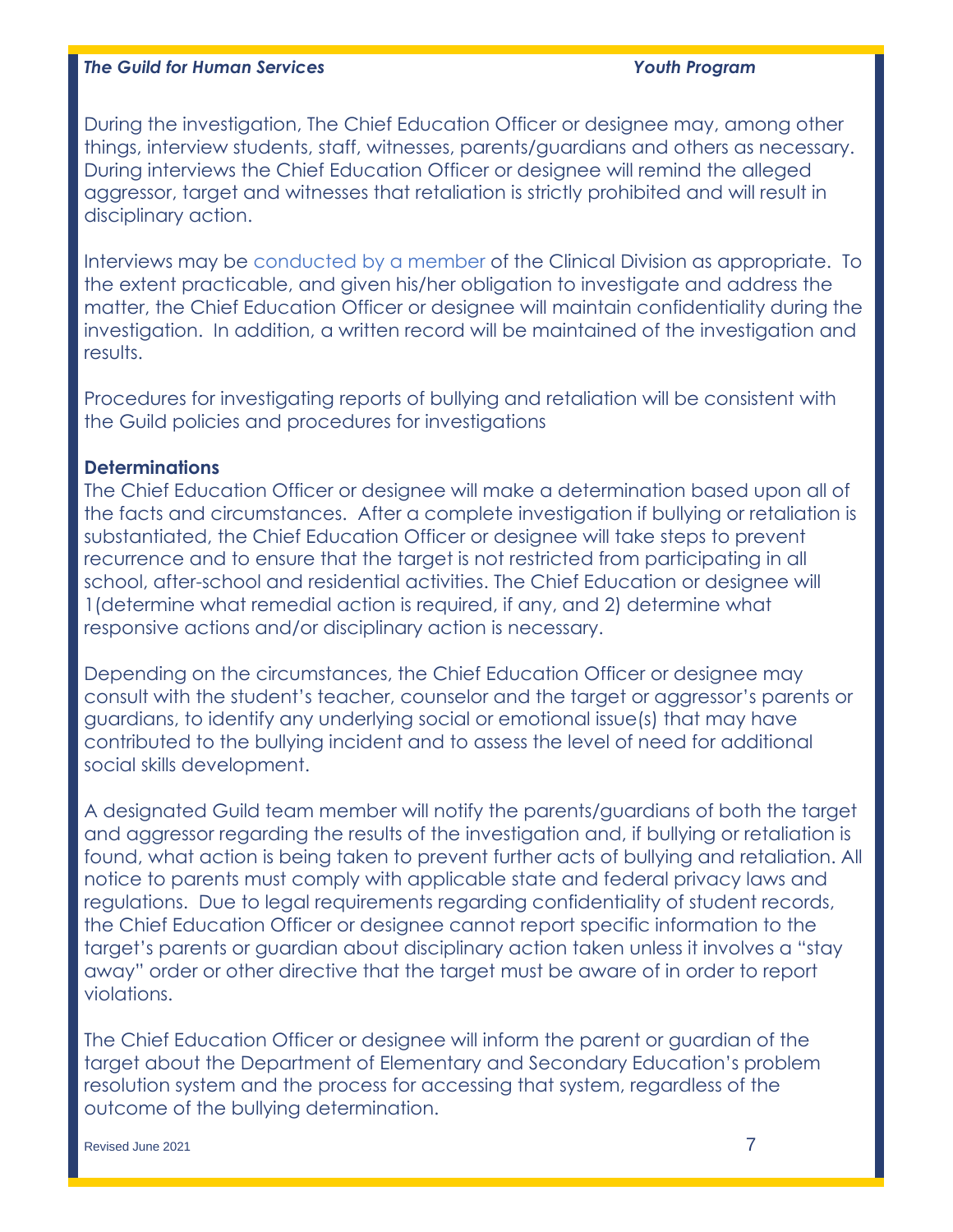During the investigation, The Chief Education Officer or designee may, among other things, interview students, staff, witnesses, parents/guardians and others as necessary. During interviews the Chief Education Officer or designee will remind the alleged aggressor, target and witnesses that retaliation is strictly prohibited and will result in disciplinary action.

Interviews may be conducted by a member of the Clinical Division as appropriate. To the extent practicable, and given his/her obligation to investigate and address the matter, the Chief Education Officer or designee will maintain confidentiality during the investigation. In addition, a written record will be maintained of the investigation and results.

Procedures for investigating reports of bullying and retaliation will be consistent with the Guild policies and procedures for investigations

**Determinations**

The Chief Education Officer or designee will make a determination based upon all of the facts and circumstances. After a complete investigation if bullying or retaliation is substantiated, the Chief Education Officer or designee will take steps to prevent recurrence and to ensure that the target is not restricted from participating in all school, after-school and residential activities. The Chief Education or designee will 1(determine what remedial action is required, if any, and 2) determine what responsive actions and/or disciplinary action is necessary.

Depending on the circumstances, the Chief Education Officer or designee may consult with the student's teacher, counselor and the target or aggressor's parents or guardians, to identify any underlying social or emotional issue(s) that may have contributed to the bullying incident and to assess the level of need for additional social skills development.

A designated Guild team member will notify the parents/guardians of both the target and aggressor regarding the results of the investigation and, if bullying or retaliation is found, what action is being taken to prevent further acts of bullying and retaliation. All notice to parents must comply with applicable state and federal privacy laws and regulations. Due to legal requirements regarding confidentiality of student records, the Chief Education Officer or designee cannot report specific information to the target's parents or guardian about disciplinary action taken unless it involves a "stay away" order or other directive that the target must be aware of in order to report violations.

The Chief Education Officer or designee will inform the parent or guardian of the target about the Department of Elementary and Secondary Education's problem resolution system and the process for accessing that system, regardless of the outcome of the bullying determination.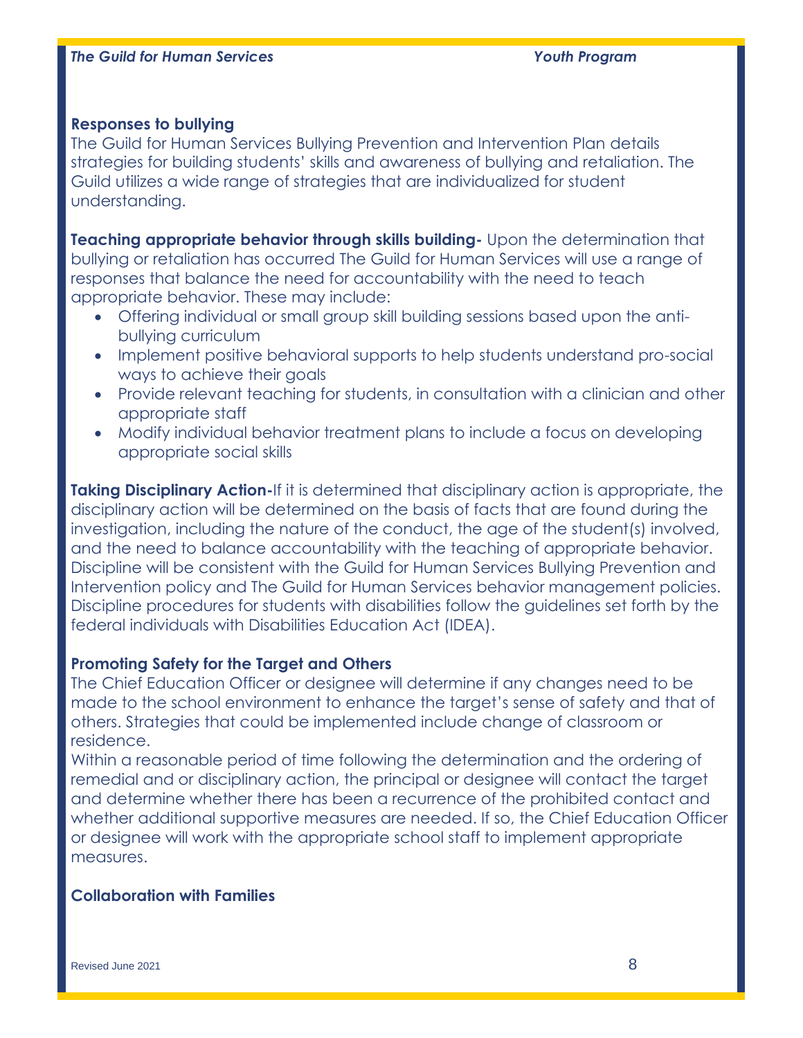## Responses to bullying

The Guild for Human Services Bullying Prevention and Intervention Plan details strategies for building students' skills and awareness of bullying and retaliation. The Guild utilizes a wide range of strategies that are individualized for student understanding.

**Teaching appropriate behavior through skills building-** Upon the determination that bullying or retaliation has occurred The Guild for Human Services will use a range of responses that balance the need for accountability with the need to teach appropriate behavior. These may include:

- Offering individual or small group skill building sessions based upon the anti-bullying curriculum
- Implement positive behavioral supports to help students understand pro-social ways to achieve their goals
- Provide relevant teaching for students, in consultation with a clinician and other appropriate staff
- Modify individual behavior treatment plans to include a focus on developing appropriate social skills

**Taking Disciplinary Action-**If it is determined that disciplinary action is appropriate, the disciplinary action will be determined on the basis of facts that are found during the investigation, including the nature of the conduct, the age of the student(s) involved, and the need to balance accountability with the teaching of appropriate behavior. Discipline will be consistent with the Guild for Human Services Bullying Prevention and Intervention policy and The Guild for Human Services behavior management policies. Discipline procedures for students with disabilities follow the guidelines set forth by the federal individuals with Disabilities Education Act (IDEA).

## Promoting Safety for the Target and Others

The Chief Education Officer or designee will determine if any changes need to be made to the school environment to enhance the target's sense of safety and that of others. Strategies that could be implemented include change of classroom or residence.

Within a reasonable period of time following the determination and the ordering of remedial and or disciplinary action, the principal or designee will contact the target and determine whether there has been a recurrence of the prohibited contact and whether additional supportive measures are needed. If so, the Chief Education Officer or designee will work with the appropriate school staff to implement appropriate measures.

## Collaboration with Families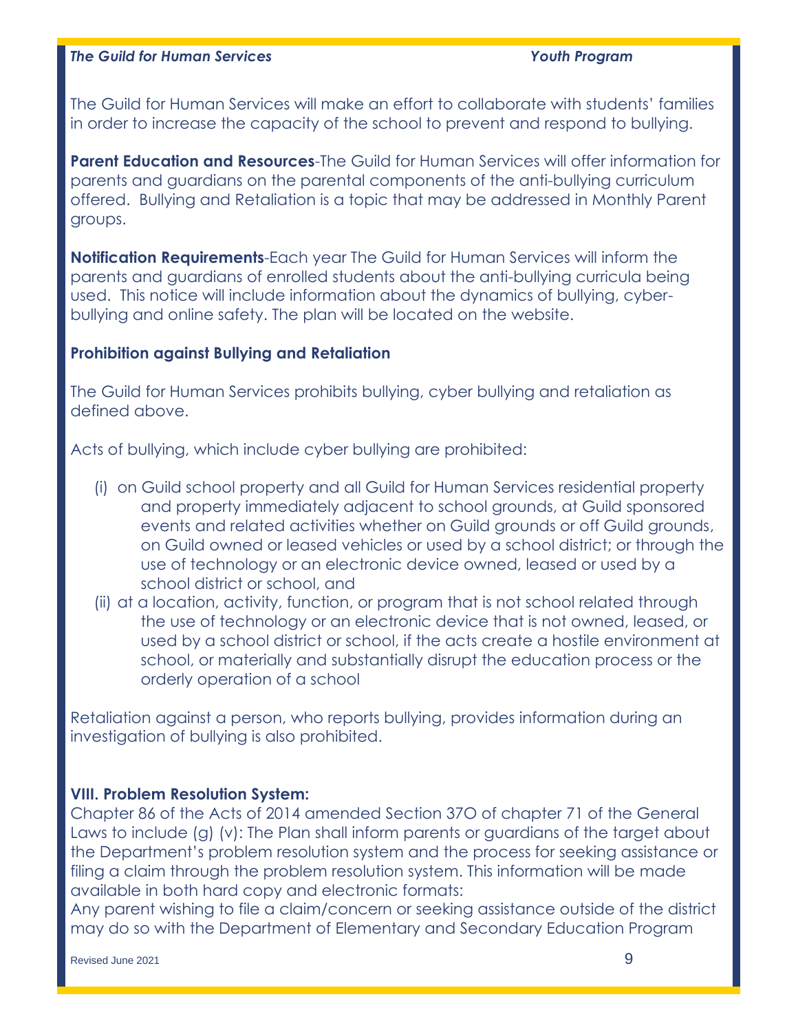The Guild for Human Services will make an effort to collaborate with students' families in order to increase the capacity of the school to prevent and respond to bullying.

**Parent Education and Resources**-The Guild for Human Services will offer information for parents and guardians on the parental components of the anti-bullying curriculum offered. Bullying and Retaliation is a topic that may be addressed in Monthly Parent groups.

**Notification Requirements**-Each year The Guild for Human Services will inform the parents and guardians of enrolled students about the anti-bullying curricula being used. This notice will include information about the dynamics of bullying, cyber-bullying and online safety. The plan will be located on the website.

**Prohibition against Bullying and Retaliation**

The Guild for Human Services prohibits bullying, cyber bullying and retaliation as defined above.

Acts of bullying, which include cyber bullying are prohibited:

(i) on Guild school property and all Guild for Human Services residential property and property immediately adjacent to school grounds, at Guild sponsored events and related activities whether on Guild grounds or off Guild grounds, on Guild owned or leased vehicles or used by a school district; or through the use of technology or an electronic device owned, leased or used by a school district or school, and

(ii) at a location, activity, function, or program that is not school related through the use of technology or an electronic device that is not owned, leased, or used by a school district or school, if the acts create a hostile environment at school, or materially and substantially disrupt the education process or the orderly operation of a school

Retaliation against a person, who reports bullying, provides information during an investigation of bullying is also prohibited.

**VIII. Problem Resolution System:**

Chapter 86 of the Acts of 2014 amended Section 37O of chapter 71 of the General Laws to include (g) (v): The Plan shall inform parents or guardians of the target about the Department's problem resolution system and the process for seeking assistance or filing a claim through the problem resolution system. This information will be made available in both hard copy and electronic formats:

Any parent wishing to file a claim/concern or seeking assistance outside of the district may do so with the Department of Elementary and Secondary Education Program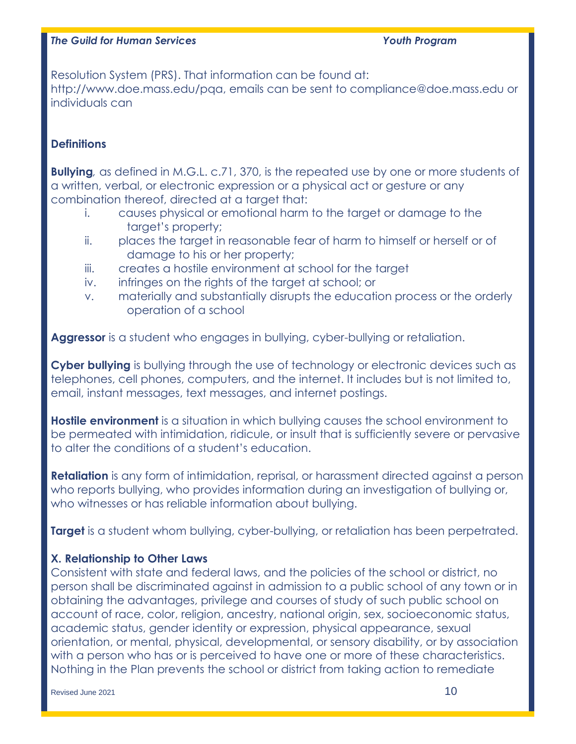Resolution System (PRS). That information can be found at: http://www.doe.mass.edu/pqa, emails can be sent to compliance@doe.mass.edu or individuals can

### Definitions

**Bullying**, as defined in M.G.L. c.71, 370, is the repeated use by one or more students of a written, verbal, or electronic expression or a physical act or gesture or any combination thereof, directed at a target that:

- i. causes physical or emotional harm to the target or damage to the target's property;
- ii. places the target in reasonable fear of harm to himself or herself or of damage to his or her property;
- iii. creates a hostile environment at school for the target
- iv. infringes on the rights of the target at school; or
- v. materially and substantially disrupts the education process or the orderly operation of a school

**Aggressor** is a student who engages in bullying, cyber-bullying or retaliation.

**Cyber bullying** is bullying through the use of technology or electronic devices such as telephones, cell phones, computers, and the internet. It includes but is not limited to, email, instant messages, text messages, and internet postings.

**Hostile environment** is a situation in which bullying causes the school environment to be permeated with intimidation, ridicule, or insult that is sufficiently severe or pervasive to alter the conditions of a student's education.

**Retaliation** is any form of intimidation, reprisal, or harassment directed against a person who reports bullying, who provides information during an investigation of bullying or, who witnesses or has reliable information about bullying.

**Target** is a student whom bullying, cyber-bullying, or retaliation has been perpetrated.

### X. Relationship to Other Laws

Consistent with state and federal laws, and the policies of the school or district, no person shall be discriminated against in admission to a public school of any town or in obtaining the advantages, privilege and courses of study of such public school on account of race, color, religion, ancestry, national origin, sex, socioeconomic status, academic status, gender identity or expression, physical appearance, sexual orientation, or mental, physical, developmental, or sensory disability, or by association with a person who has or is perceived to have one or more of these characteristics. Nothing in the Plan prevents the school or district from taking action to remediate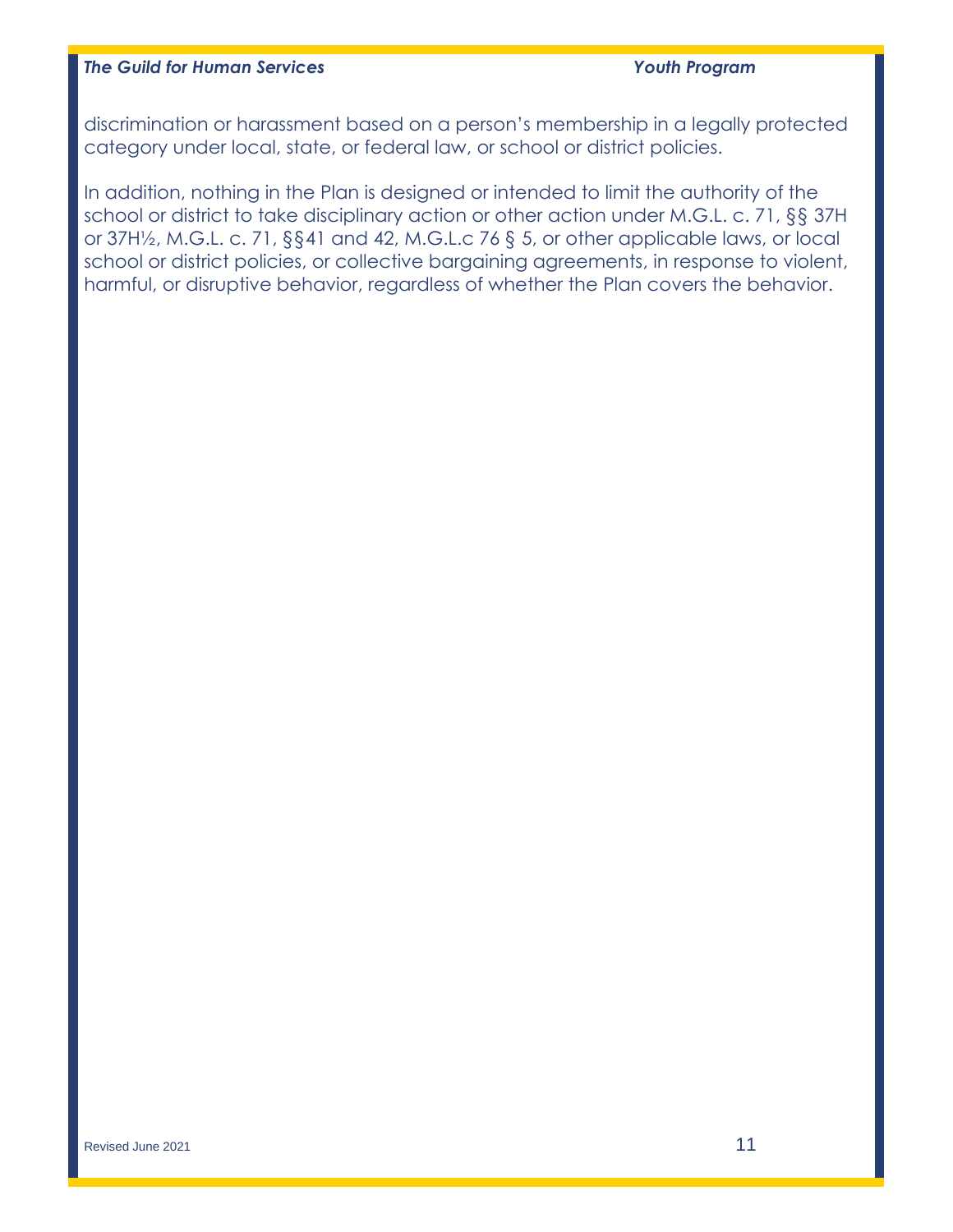discrimination or harassment based on a person's membership in a legally protected category under local, state, or federal law, or school or district policies.

In addition, nothing in the Plan is designed or intended to limit the authority of the school or district to take disciplinary action or other action under M.G.L. c. 71, §§ 37H or 37H½, M.G.L. c. 71, §§41 and 42, M.G.L.c 76 § 5, or other applicable laws, or local school or district policies, or collective bargaining agreements, in response to violent, harmful, or disruptive behavior, regardless of whether the Plan covers the behavior.